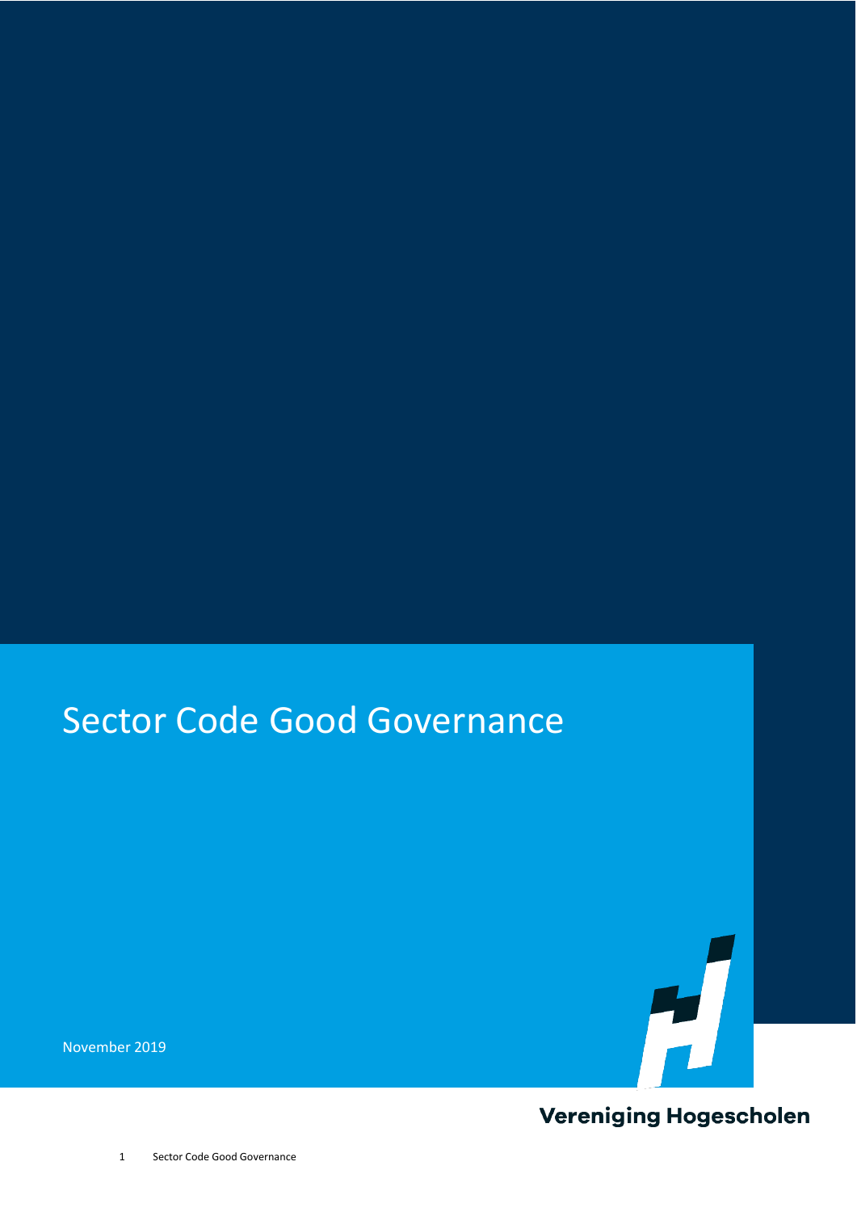# Sector Code Good Governance

November 2019

Vereniging Hogescholen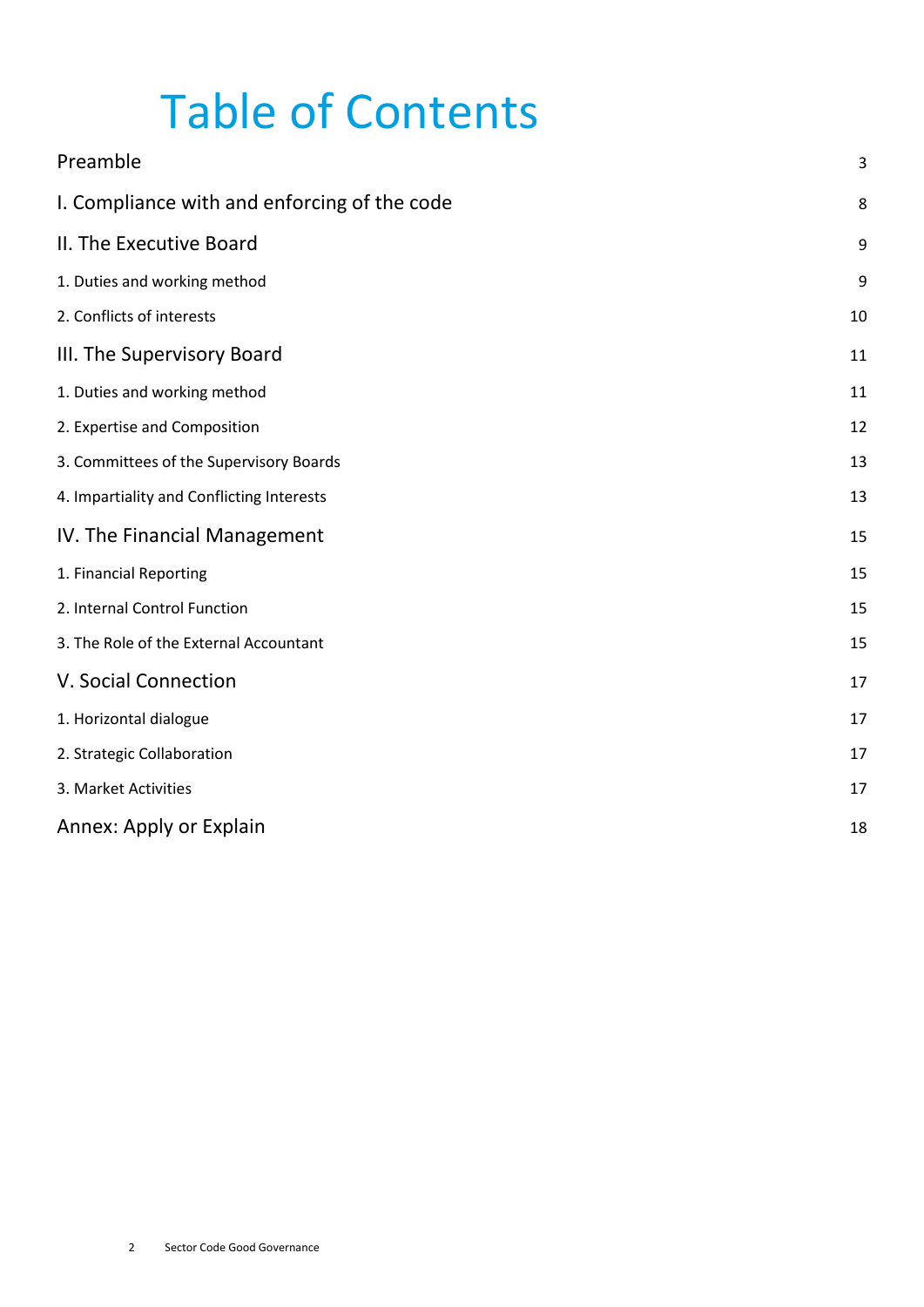# Table of Contents

| | |
|---|---|
| Preamble | 3 |
| I. Compliance with and enforcing of the code | 8 |
| II. The Executive Board | 9 |
| 1. Duties and working method | 9 |
| 2. Conflicts of interests | 10 |
| III. The Supervisory Board | 11 |
| 1. Duties and working method | 11 |
| 2. Expertise and Composition | 12 |
| 3. Committees of the Supervisory Boards | 13 |
| 4. Impartiality and Conflicting Interests | 13 |
| IV. The Financial Management | 15 |
| 1. Financial Reporting | 15 |
| 2. Internal Control Function | 15 |
| 3. The Role of the External Accountant | 15 |
| V. Social Connection | 17 |
| 1. Horizontal dialogue | 17 |
| 2. Strategic Collaboration | 17 |
| 3. Market Activities | 17 |
| Annex: Apply or Explain | 18 |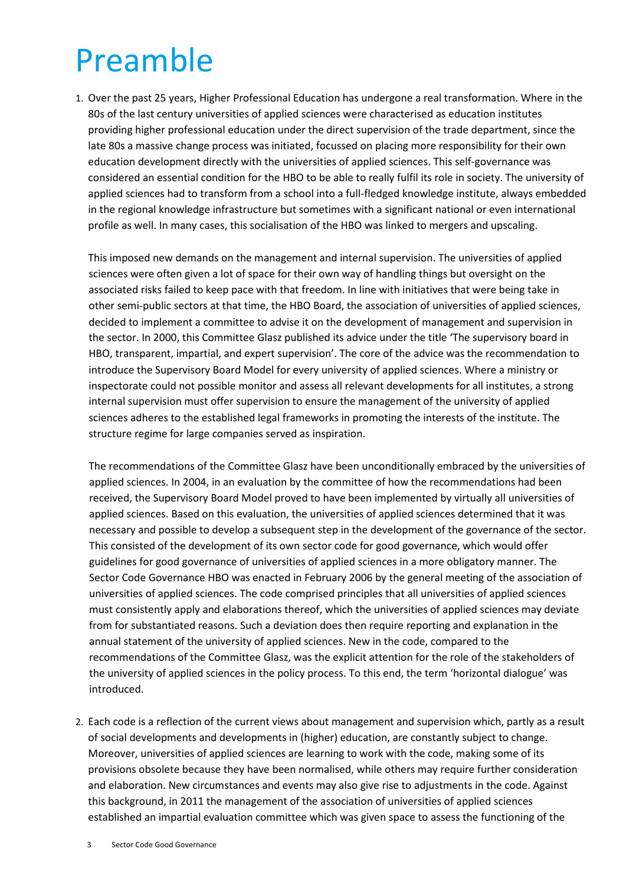# Preamble

1. Over the past 25 years, Higher Professional Education has undergone a real transformation. Where in the 80s of the last century universities of applied sciences were characterised as education institutes providing higher professional education under the direct supervision of the trade department, since the late 80s a massive change process was initiated, focussed on placing more responsibility for their own education development directly with the universities of applied sciences. This self-governance was considered an essential condition for the HBO to be able to really fulfil its role in society. The university of applied sciences had to transform from a school into a full-fledged knowledge institute, always embedded in the regional knowledge infrastructure but sometimes with a significant national or even international profile as well. In many cases, this socialisation of the HBO was linked to mergers and upscaling.

   This imposed new demands on the management and internal supervision. The universities of applied sciences were often given a lot of space for their own way of handling things but oversight on the associated risks failed to keep pace with that freedom. In line with initiatives that were being take in other semi-public sectors at that time, the HBO Board, the association of universities of applied sciences, decided to implement a committee to advise it on the development of management and supervision in the sector. In 2000, this Committee Glasz published its advice under the title 'The supervisory board in HBO, transparent, impartial, and expert supervision'. The core of the advice was the recommendation to introduce the Supervisory Board Model for every university of applied sciences. Where a ministry or inspectorate could not possible monitor and assess all relevant developments for all institutes, a strong internal supervision must offer supervision to ensure the management of the university of applied sciences adheres to the established legal frameworks in promoting the interests of the institute. The structure regime for large companies served as inspiration.

   The recommendations of the Committee Glasz have been unconditionally embraced by the universities of applied sciences. In 2004, in an evaluation by the committee of how the recommendations had been received, the Supervisory Board Model proved to have been implemented by virtually all universities of applied sciences. Based on this evaluation, the universities of applied sciences determined that it was necessary and possible to develop a subsequent step in the development of the governance of the sector. This consisted of the development of its own sector code for good governance, which would offer guidelines for good governance of universities of applied sciences in a more obligatory manner. The Sector Code Governance HBO was enacted in February 2006 by the general meeting of the association of universities of applied sciences. The code comprised principles that all universities of applied sciences must consistently apply and elaborations thereof, which the universities of applied sciences may deviate from for substantiated reasons. Such a deviation does then require reporting and explanation in the annual statement of the university of applied sciences. New in the code, compared to the recommendations of the Committee Glasz, was the explicit attention for the role of the stakeholders of the university of applied sciences in the policy process. To this end, the term 'horizontal dialogue' was introduced.

2. Each code is a reflection of the current views about management and supervision which, partly as a result of social developments and developments in (higher) education, are constantly subject to change. Moreover, universities of applied sciences are learning to work with the code, making some of its provisions obsolete because they have been normalised, while others may require further consideration and elaboration. New circumstances and events may also give rise to adjustments in the code. Against this background, in 2011 the management of the association of universities of applied sciences established an impartial evaluation committee which was given space to assess the functioning of the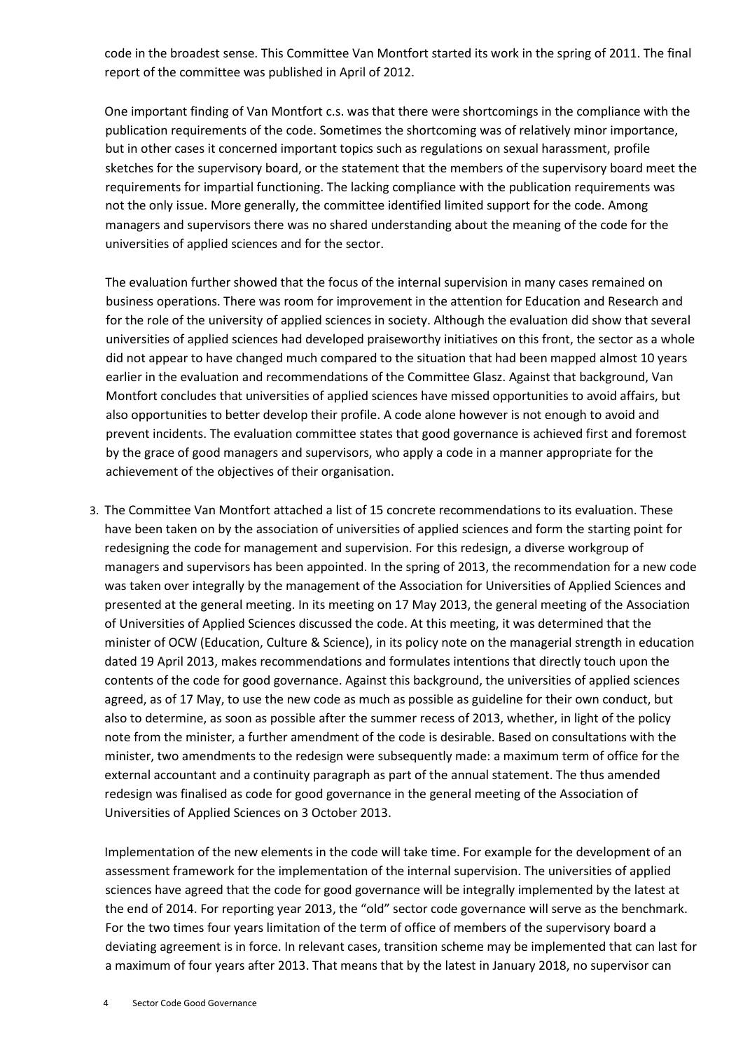code in the broadest sense. This Committee Van Montfort started its work in the spring of 2011. The final report of the committee was published in April of 2012.

One important finding of Van Montfort c.s. was that there were shortcomings in the compliance with the publication requirements of the code. Sometimes the shortcoming was of relatively minor importance, but in other cases it concerned important topics such as regulations on sexual harassment, profile sketches for the supervisory board, or the statement that the members of the supervisory board meet the requirements for impartial functioning. The lacking compliance with the publication requirements was not the only issue. More generally, the committee identified limited support for the code. Among managers and supervisors there was no shared understanding about the meaning of the code for the universities of applied sciences and for the sector.

The evaluation further showed that the focus of the internal supervision in many cases remained on business operations. There was room for improvement in the attention for Education and Research and for the role of the university of applied sciences in society. Although the evaluation did show that several universities of applied sciences had developed praiseworthy initiatives on this front, the sector as a whole did not appear to have changed much compared to the situation that had been mapped almost 10 years earlier in the evaluation and recommendations of the Committee Glasz. Against that background, Van Montfort concludes that universities of applied sciences have missed opportunities to avoid affairs, but also opportunities to better develop their profile. A code alone however is not enough to avoid and prevent incidents. The evaluation committee states that good governance is achieved first and foremost by the grace of good managers and supervisors, who apply a code in a manner appropriate for the achievement of the objectives of their organisation.

3. The Committee Van Montfort attached a list of 15 concrete recommendations to its evaluation. These have been taken on by the association of universities of applied sciences and form the starting point for redesigning the code for management and supervision. For this redesign, a diverse workgroup of managers and supervisors has been appointed. In the spring of 2013, the recommendation for a new code was taken over integrally by the management of the Association for Universities of Applied Sciences and presented at the general meeting. In its meeting on 17 May 2013, the general meeting of the Association of Universities of Applied Sciences discussed the code. At this meeting, it was determined that the minister of OCW (Education, Culture & Science), in its policy note on the managerial strength in education dated 19 April 2013, makes recommendations and formulates intentions that directly touch upon the contents of the code for good governance. Against this background, the universities of applied sciences agreed, as of 17 May, to use the new code as much as possible as guideline for their own conduct, but also to determine, as soon as possible after the summer recess of 2013, whether, in light of the policy note from the minister, a further amendment of the code is desirable. Based on consultations with the minister, two amendments to the redesign were subsequently made: a maximum term of office for the external accountant and a continuity paragraph as part of the annual statement. The thus amended redesign was finalised as code for good governance in the general meeting of the Association of Universities of Applied Sciences on 3 October 2013.

   Implementation of the new elements in the code will take time. For example for the development of an assessment framework for the implementation of the internal supervision. The universities of applied sciences have agreed that the code for good governance will be integrally implemented by the latest at the end of 2014. For reporting year 2013, the "old" sector code governance will serve as the benchmark. For the two times four years limitation of the term of office of members of the supervisory board a deviating agreement is in force. In relevant cases, transition scheme may be implemented that can last for a maximum of four years after 2013. That means that by the latest in January 2018, no supervisor can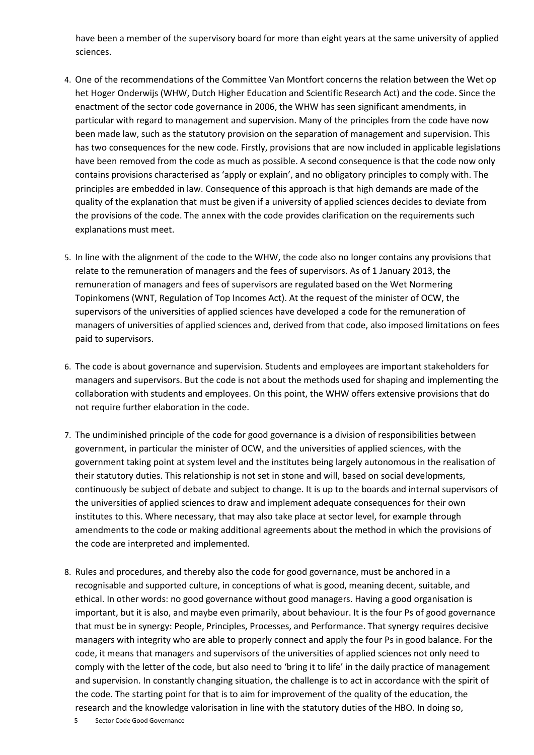have been a member of the supervisory board for more than eight years at the same university of applied sciences.

4. One of the recommendations of the Committee Van Montfort concerns the relation between the Wet op het Hoger Onderwijs (WHW, Dutch Higher Education and Scientific Research Act) and the code. Since the enactment of the sector code governance in 2006, the WHW has seen significant amendments, in particular with regard to management and supervision. Many of the principles from the code have now been made law, such as the statutory provision on the separation of management and supervision. This has two consequences for the new code. Firstly, provisions that are now included in applicable legislations have been removed from the code as much as possible. A second consequence is that the code now only contains provisions characterised as 'apply or explain', and no obligatory principles to comply with. The principles are embedded in law. Consequence of this approach is that high demands are made of the quality of the explanation that must be given if a university of applied sciences decides to deviate from the provisions of the code. The annex with the code provides clarification on the requirements such explanations must meet.

5. In line with the alignment of the code to the WHW, the code also no longer contains any provisions that relate to the remuneration of managers and the fees of supervisors. As of 1 January 2013, the remuneration of managers and fees of supervisors are regulated based on the Wet Normering Topinkomens (WNT, Regulation of Top Incomes Act). At the request of the minister of OCW, the supervisors of the universities of applied sciences have developed a code for the remuneration of managers of universities of applied sciences and, derived from that code, also imposed limitations on fees paid to supervisors.

6. The code is about governance and supervision. Students and employees are important stakeholders for managers and supervisors. But the code is not about the methods used for shaping and implementing the collaboration with students and employees. On this point, the WHW offers extensive provisions that do not require further elaboration in the code.

7. The undiminished principle of the code for good governance is a division of responsibilities between government, in particular the minister of OCW, and the universities of applied sciences, with the government taking point at system level and the institutes being largely autonomous in the realisation of their statutory duties. This relationship is not set in stone and will, based on social developments, continuously be subject of debate and subject to change. It is up to the boards and internal supervisors of the universities of applied sciences to draw and implement adequate consequences for their own institutes to this. Where necessary, that may also take place at sector level, for example through amendments to the code or making additional agreements about the method in which the provisions of the code are interpreted and implemented.

8. Rules and procedures, and thereby also the code for good governance, must be anchored in a recognisable and supported culture, in conceptions of what is good, meaning decent, suitable, and ethical. In other words: no good governance without good managers. Having a good organisation is important, but it is also, and maybe even primarily, about behaviour. It is the four Ps of good governance that must be in synergy: People, Principles, Processes, and Performance. That synergy requires decisive managers with integrity who are able to properly connect and apply the four Ps in good balance. For the code, it means that managers and supervisors of the universities of applied sciences not only need to comply with the letter of the code, but also need to 'bring it to life' in the daily practice of management and supervision. In constantly changing situation, the challenge is to act in accordance with the spirit of the code. The starting point for that is to aim for improvement of the quality of the education, the research and the knowledge valorisation in line with the statutory duties of the HBO. In doing so,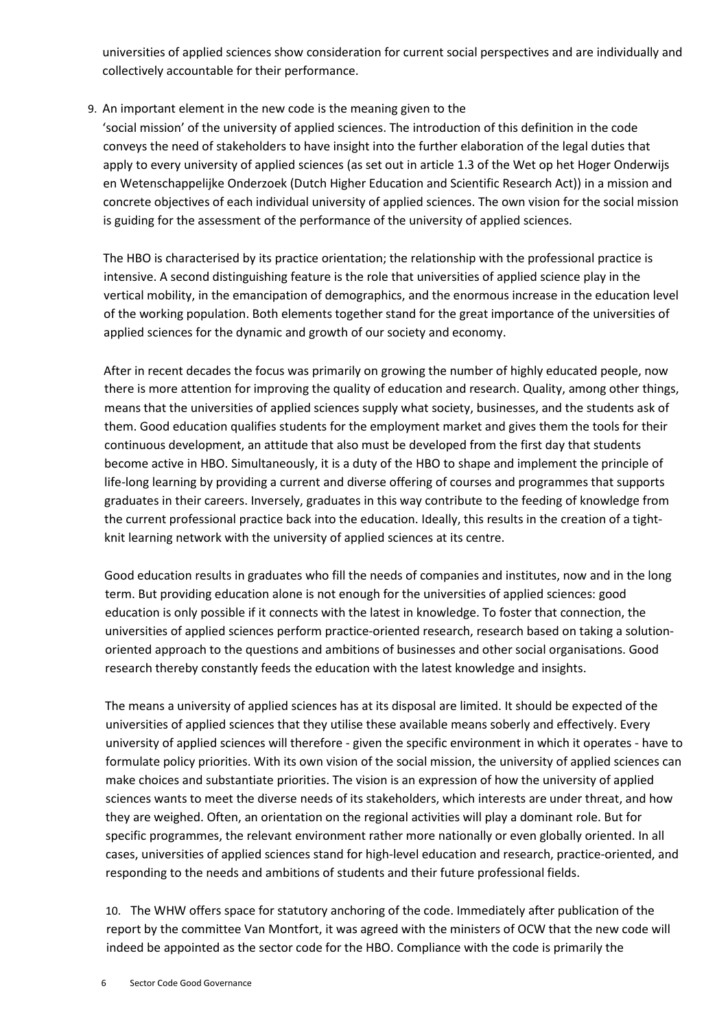universities of applied sciences show consideration for current social perspectives and are individually and collectively accountable for their performance.

9. An important element in the new code is the meaning given to the 'social mission' of the university of applied sciences. The introduction of this definition in the code conveys the need of stakeholders to have insight into the further elaboration of the legal duties that apply to every university of applied sciences (as set out in article 1.3 of the Wet op het Hoger Onderwijs en Wetenschappelijke Onderzoek (Dutch Higher Education and Scientific Research Act)) in a mission and concrete objectives of each individual university of applied sciences. The own vision for the social mission is guiding for the assessment of the performance of the university of applied sciences.

The HBO is characterised by its practice orientation; the relationship with the professional practice is intensive. A second distinguishing feature is the role that universities of applied science play in the vertical mobility, in the emancipation of demographics, and the enormous increase in the education level of the working population. Both elements together stand for the great importance of the universities of applied sciences for the dynamic and growth of our society and economy.

After in recent decades the focus was primarily on growing the number of highly educated people, now there is more attention for improving the quality of education and research. Quality, among other things, means that the universities of applied sciences supply what society, businesses, and the students ask of them. Good education qualifies students for the employment market and gives them the tools for their continuous development, an attitude that also must be developed from the first day that students become active in HBO. Simultaneously, it is a duty of the HBO to shape and implement the principle of life-long learning by providing a current and diverse offering of courses and programmes that supports graduates in their careers. Inversely, graduates in this way contribute to the feeding of knowledge from the current professional practice back into the education. Ideally, this results in the creation of a tight-knit learning network with the university of applied sciences at its centre.

Good education results in graduates who fill the needs of companies and institutes, now and in the long term. But providing education alone is not enough for the universities of applied sciences: good education is only possible if it connects with the latest in knowledge. To foster that connection, the universities of applied sciences perform practice-oriented research, research based on taking a solution-oriented approach to the questions and ambitions of businesses and other social organisations. Good research thereby constantly feeds the education with the latest knowledge and insights.

The means a university of applied sciences has at its disposal are limited. It should be expected of the universities of applied sciences that they utilise these available means soberly and effectively. Every university of applied sciences will therefore - given the specific environment in which it operates - have to formulate policy priorities. With its own vision of the social mission, the university of applied sciences can make choices and substantiate priorities. The vision is an expression of how the university of applied sciences wants to meet the diverse needs of its stakeholders, which interests are under threat, and how they are weighed. Often, an orientation on the regional activities will play a dominant role. But for specific programmes, the relevant environment rather more nationally or even globally oriented. In all cases, universities of applied sciences stand for high-level education and research, practice-oriented, and responding to the needs and ambitions of students and their future professional fields.

10. The WHW offers space for statutory anchoring of the code. Immediately after publication of the report by the committee Van Montfort, it was agreed with the ministers of OCW that the new code will indeed be appointed as the sector code for the HBO. Compliance with the code is primarily the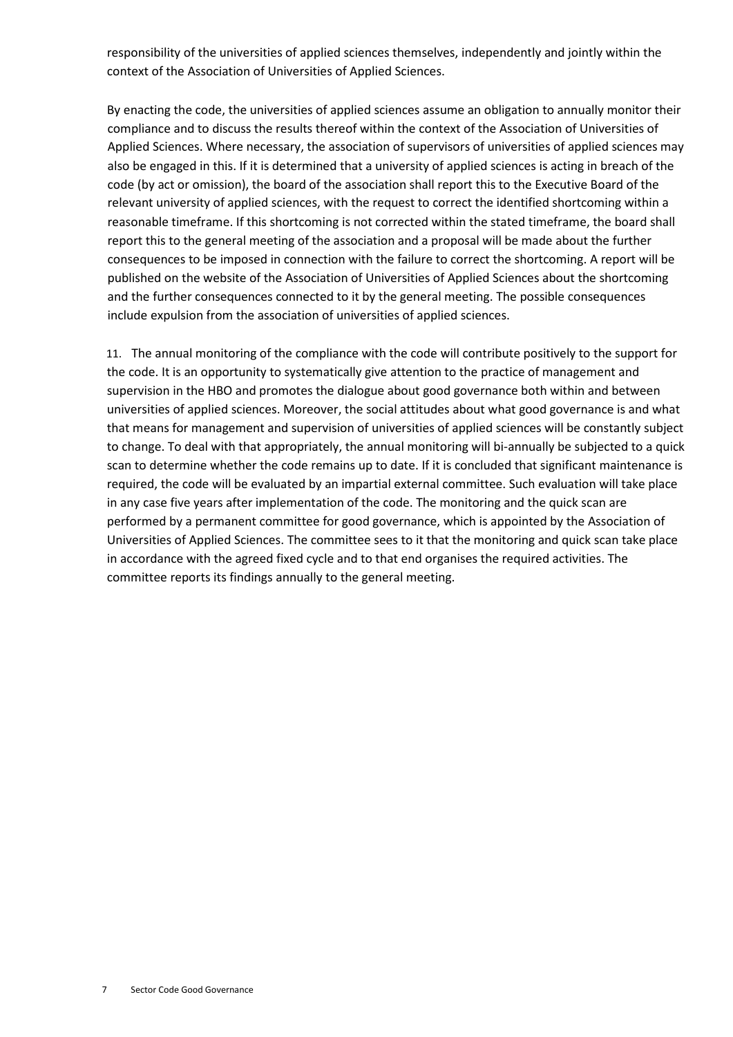responsibility of the universities of applied sciences themselves, independently and jointly within the context of the Association of Universities of Applied Sciences.

By enacting the code, the universities of applied sciences assume an obligation to annually monitor their compliance and to discuss the results thereof within the context of the Association of Universities of Applied Sciences. Where necessary, the association of supervisors of universities of applied sciences may also be engaged in this. If it is determined that a university of applied sciences is acting in breach of the code (by act or omission), the board of the association shall report this to the Executive Board of the relevant university of applied sciences, with the request to correct the identified shortcoming within a reasonable timeframe. If this shortcoming is not corrected within the stated timeframe, the board shall report this to the general meeting of the association and a proposal will be made about the further consequences to be imposed in connection with the failure to correct the shortcoming. A report will be published on the website of the Association of Universities of Applied Sciences about the shortcoming and the further consequences connected to it by the general meeting. The possible consequences include expulsion from the association of universities of applied sciences.

11. The annual monitoring of the compliance with the code will contribute positively to the support for the code. It is an opportunity to systematically give attention to the practice of management and supervision in the HBO and promotes the dialogue about good governance both within and between universities of applied sciences. Moreover, the social attitudes about what good governance is and what that means for management and supervision of universities of applied sciences will be constantly subject to change. To deal with that appropriately, the annual monitoring will bi-annually be subjected to a quick scan to determine whether the code remains up to date. If it is concluded that significant maintenance is required, the code will be evaluated by an impartial external committee. Such evaluation will take place in any case five years after implementation of the code. The monitoring and the quick scan are performed by a permanent committee for good governance, which is appointed by the Association of Universities of Applied Sciences. The committee sees to it that the monitoring and quick scan take place in accordance with the agreed fixed cycle and to that end organises the required activities. The committee reports its findings annually to the general meeting.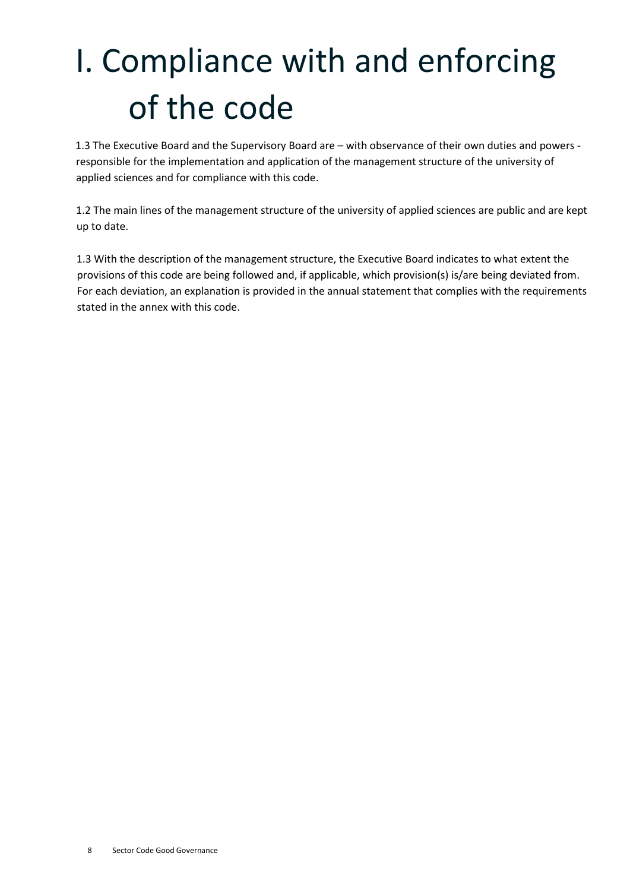# I. Compliance with and enforcing of the code

1.3 The Executive Board and the Supervisory Board are – with observance of their own duties and powers - responsible for the implementation and application of the management structure of the university of applied sciences and for compliance with this code.

1.2 The main lines of the management structure of the university of applied sciences are public and are kept up to date.

1.3 With the description of the management structure, the Executive Board indicates to what extent the provisions of this code are being followed and, if applicable, which provision(s) is/are being deviated from. For each deviation, an explanation is provided in the annual statement that complies with the requirements stated in the annex with this code.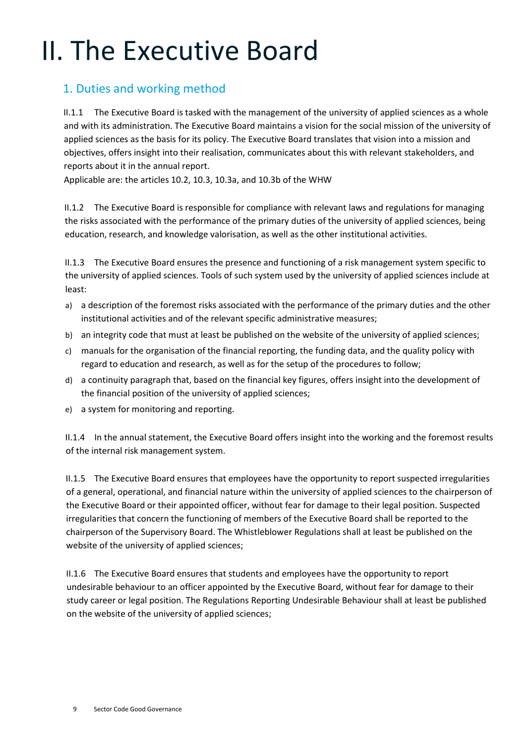# II. The Executive Board

## 1. Duties and working method

II.1.1 The Executive Board is tasked with the management of the university of applied sciences as a whole and with its administration. The Executive Board maintains a vision for the social mission of the university of applied sciences as the basis for its policy. The Executive Board translates that vision into a mission and objectives, offers insight into their realisation, communicates about this with relevant stakeholders, and reports about it in the annual report.
Applicable are: the articles 10.2, 10.3, 10.3a, and 10.3b of the WHW

II.1.2 The Executive Board is responsible for compliance with relevant laws and regulations for managing the risks associated with the performance of the primary duties of the university of applied sciences, being education, research, and knowledge valorisation, as well as the other institutional activities.

II.1.3 The Executive Board ensures the presence and functioning of a risk management system specific to the university of applied sciences. Tools of such system used by the university of applied sciences include at least:

a) a description of the foremost risks associated with the performance of the primary duties and the other institutional activities and of the relevant specific administrative measures;
b) an integrity code that must at least be published on the website of the university of applied sciences;
c) manuals for the organisation of the financial reporting, the funding data, and the quality policy with regard to education and research, as well as for the setup of the procedures to follow;
d) a continuity paragraph that, based on the financial key figures, offers insight into the development of the financial position of the university of applied sciences;
e) a system for monitoring and reporting.

II.1.4 In the annual statement, the Executive Board offers insight into the working and the foremost results of the internal risk management system.

II.1.5 The Executive Board ensures that employees have the opportunity to report suspected irregularities of a general, operational, and financial nature within the university of applied sciences to the chairperson of the Executive Board or their appointed officer, without fear for damage to their legal position. Suspected irregularities that concern the functioning of members of the Executive Board shall be reported to the chairperson of the Supervisory Board. The Whistleblower Regulations shall at least be published on the website of the university of applied sciences;

II.1.6 The Executive Board ensures that students and employees have the opportunity to report undesirable behaviour to an officer appointed by the Executive Board, without fear for damage to their study career or legal position. The Regulations Reporting Undesirable Behaviour shall at least be published on the website of the university of applied sciences;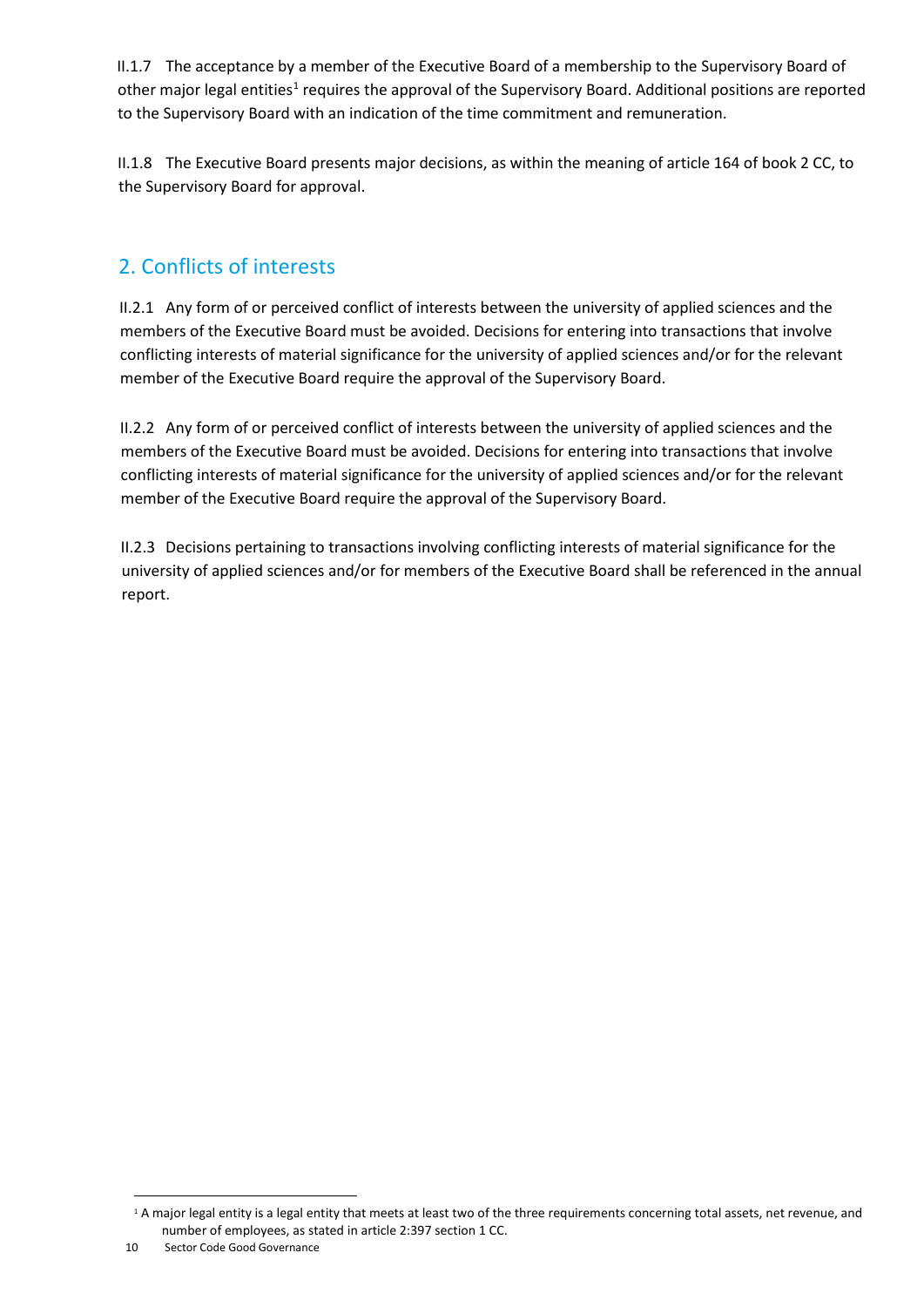II.1.7 The acceptance by a member of the Executive Board of a membership to the Supervisory Board of other major legal entities[1] requires the approval of the Supervisory Board. Additional positions are reported to the Supervisory Board with an indication of the time commitment and remuneration.

II.1.8 The Executive Board presents major decisions, as within the meaning of article 164 of book 2 CC, to the Supervisory Board for approval.

## 2. Conflicts of interests

II.2.1 Any form of or perceived conflict of interests between the university of applied sciences and the members of the Executive Board must be avoided. Decisions for entering into transactions that involve conflicting interests of material significance for the university of applied sciences and/or for the relevant member of the Executive Board require the approval of the Supervisory Board.

II.2.2 Any form of or perceived conflict of interests between the university of applied sciences and the members of the Executive Board must be avoided. Decisions for entering into transactions that involve conflicting interests of material significance for the university of applied sciences and/or for the relevant member of the Executive Board require the approval of the Supervisory Board.

II.2.3 Decisions pertaining to transactions involving conflicting interests of material significance for the university of applied sciences and/or for members of the Executive Board shall be referenced in the annual report.

[1] A major legal entity is a legal entity that meets at least two of the three requirements concerning total assets, net revenue, and number of employees, as stated in article 2:397 section 1 CC.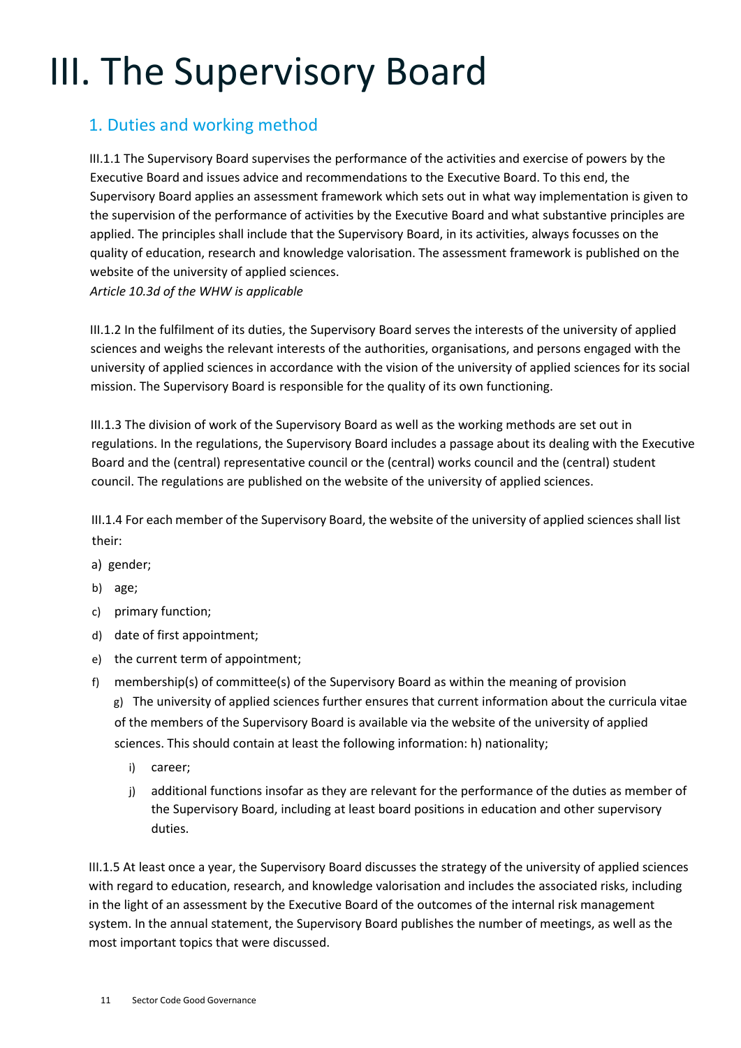# III. The Supervisory Board

## 1. Duties and working method

III.1.1 The Supervisory Board supervises the performance of the activities and exercise of powers by the Executive Board and issues advice and recommendations to the Executive Board. To this end, the Supervisory Board applies an assessment framework which sets out in what way implementation is given to the supervision of the performance of activities by the Executive Board and what substantive principles are applied. The principles shall include that the Supervisory Board, in its activities, always focusses on the quality of education, research and knowledge valorisation. The assessment framework is published on the website of the university of applied sciences.
*Article 10.3d of the WHW is applicable*

III.1.2 In the fulfilment of its duties, the Supervisory Board serves the interests of the university of applied sciences and weighs the relevant interests of the authorities, organisations, and persons engaged with the university of applied sciences in accordance with the vision of the university of applied sciences for its social mission. The Supervisory Board is responsible for the quality of its own functioning.

III.1.3 The division of work of the Supervisory Board as well as the working methods are set out in regulations. In the regulations, the Supervisory Board includes a passage about its dealing with the Executive Board and the (central) representative council or the (central) works council and the (central) student council. The regulations are published on the website of the university of applied sciences.

III.1.4 For each member of the Supervisory Board, the website of the university of applied sciences shall list their:

a) gender;
b) age;
c) primary function;
d) date of first appointment;
e) the current term of appointment;
f) membership(s) of committee(s) of the Supervisory Board as within the meaning of provision
g) The university of applied sciences further ensures that current information about the curricula vitae of the members of the Supervisory Board is available via the website of the university of applied sciences. This should contain at least the following information: h) nationality;
    i) career;
    j) additional functions insofar as they are relevant for the performance of the duties as member of the Supervisory Board, including at least board positions in education and other supervisory duties.

III.1.5 At least once a year, the Supervisory Board discusses the strategy of the university of applied sciences with regard to education, research, and knowledge valorisation and includes the associated risks, including in the light of an assessment by the Executive Board of the outcomes of the internal risk management system. In the annual statement, the Supervisory Board publishes the number of meetings, as well as the most important topics that were discussed.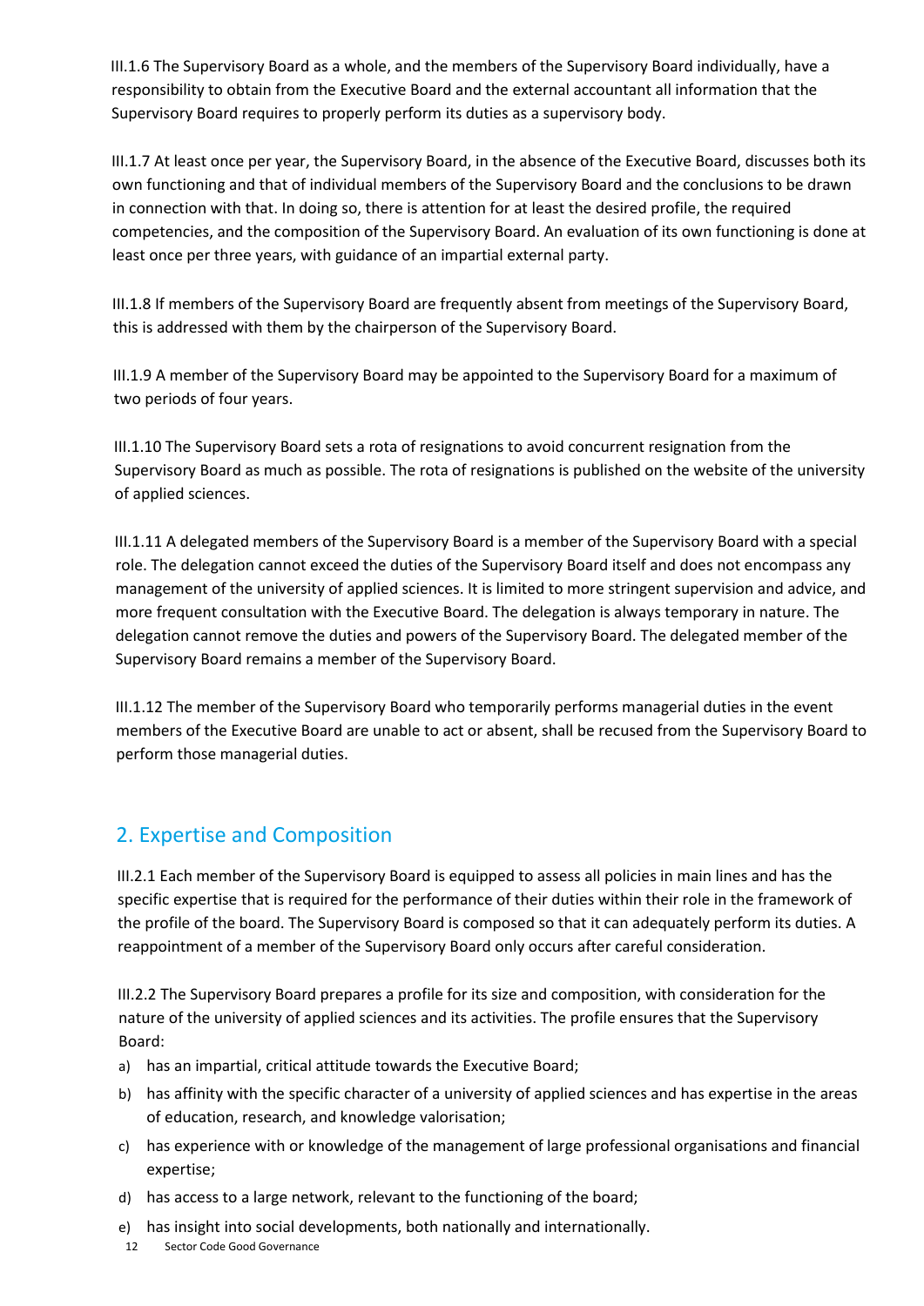III.1.6 The Supervisory Board as a whole, and the members of the Supervisory Board individually, have a responsibility to obtain from the Executive Board and the external accountant all information that the Supervisory Board requires to properly perform its duties as a supervisory body.

III.1.7 At least once per year, the Supervisory Board, in the absence of the Executive Board, discusses both its own functioning and that of individual members of the Supervisory Board and the conclusions to be drawn in connection with that. In doing so, there is attention for at least the desired profile, the required competencies, and the composition of the Supervisory Board. An evaluation of its own functioning is done at least once per three years, with guidance of an impartial external party.

III.1.8 If members of the Supervisory Board are frequently absent from meetings of the Supervisory Board, this is addressed with them by the chairperson of the Supervisory Board.

III.1.9 A member of the Supervisory Board may be appointed to the Supervisory Board for a maximum of two periods of four years.

III.1.10 The Supervisory Board sets a rota of resignations to avoid concurrent resignation from the Supervisory Board as much as possible. The rota of resignations is published on the website of the university of applied sciences.

III.1.11 A delegated members of the Supervisory Board is a member of the Supervisory Board with a special role. The delegation cannot exceed the duties of the Supervisory Board itself and does not encompass any management of the university of applied sciences. It is limited to more stringent supervision and advice, and more frequent consultation with the Executive Board. The delegation is always temporary in nature. The delegation cannot remove the duties and powers of the Supervisory Board. The delegated member of the Supervisory Board remains a member of the Supervisory Board.

III.1.12 The member of the Supervisory Board who temporarily performs managerial duties in the event members of the Executive Board are unable to act or absent, shall be recused from the Supervisory Board to perform those managerial duties.

## 2. Expertise and Composition

III.2.1 Each member of the Supervisory Board is equipped to assess all policies in main lines and has the specific expertise that is required for the performance of their duties within their role in the framework of the profile of the board. The Supervisory Board is composed so that it can adequately perform its duties. A reappointment of a member of the Supervisory Board only occurs after careful consideration.

III.2.2 The Supervisory Board prepares a profile for its size and composition, with consideration for the nature of the university of applied sciences and its activities. The profile ensures that the Supervisory Board:

a) has an impartial, critical attitude towards the Executive Board;
b) has affinity with the specific character of a university of applied sciences and has expertise in the areas of education, research, and knowledge valorisation;
c) has experience with or knowledge of the management of large professional organisations and financial expertise;
d) has access to a large network, relevant to the functioning of the board;
e) has insight into social developments, both nationally and internationally.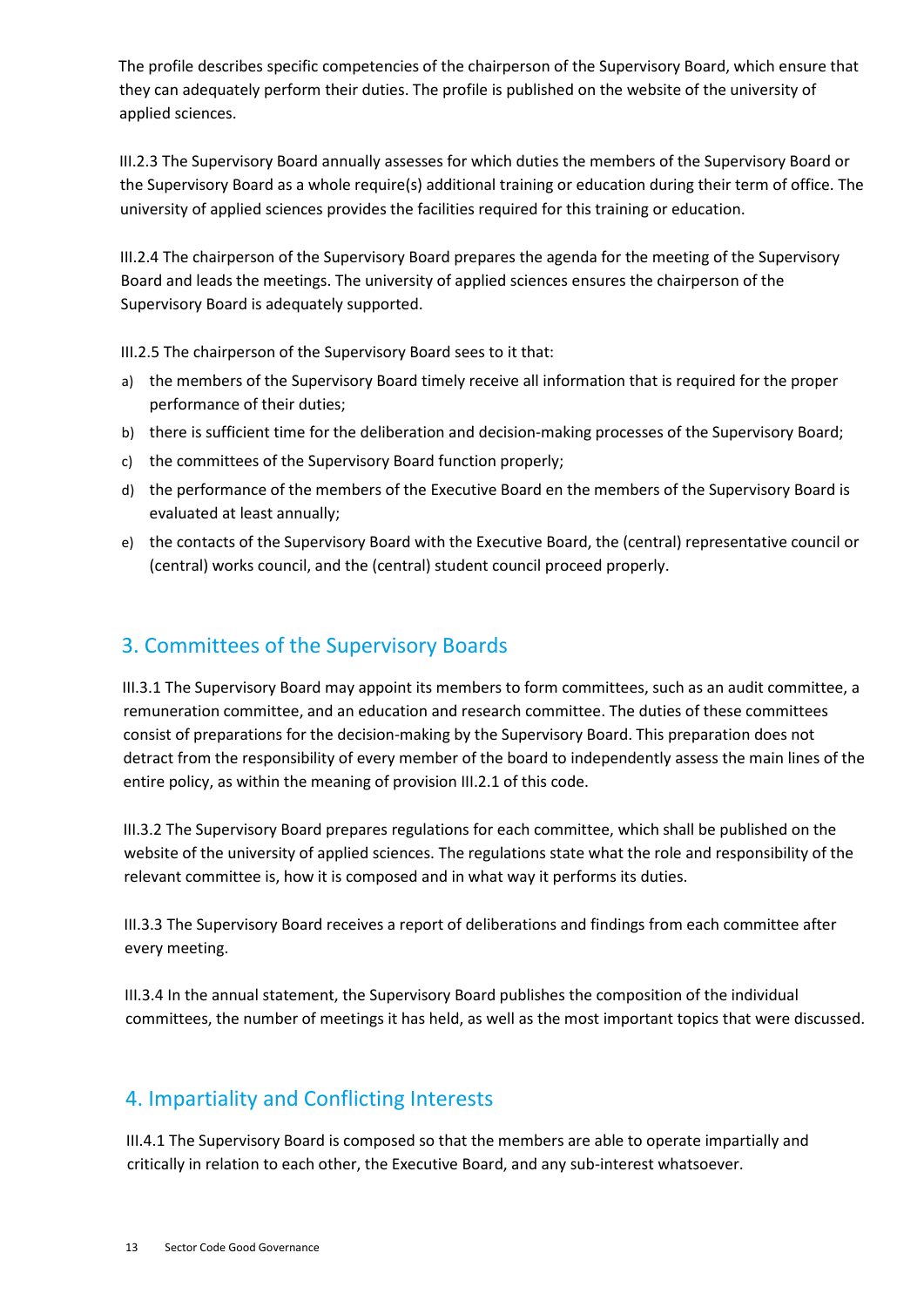The profile describes specific competencies of the chairperson of the Supervisory Board, which ensure that they can adequately perform their duties. The profile is published on the website of the university of applied sciences.

III.2.3 The Supervisory Board annually assesses for which duties the members of the Supervisory Board or the Supervisory Board as a whole require(s) additional training or education during their term of office. The university of applied sciences provides the facilities required for this training or education.

III.2.4 The chairperson of the Supervisory Board prepares the agenda for the meeting of the Supervisory Board and leads the meetings. The university of applied sciences ensures the chairperson of the Supervisory Board is adequately supported.

III.2.5 The chairperson of the Supervisory Board sees to it that:

a) the members of the Supervisory Board timely receive all information that is required for the proper performance of their duties;
b) there is sufficient time for the deliberation and decision-making processes of the Supervisory Board;
c) the committees of the Supervisory Board function properly;
d) the performance of the members of the Executive Board en the members of the Supervisory Board is evaluated at least annually;
e) the contacts of the Supervisory Board with the Executive Board, the (central) representative council or (central) works council, and the (central) student council proceed properly.

## 3. Committees of the Supervisory Boards

III.3.1 The Supervisory Board may appoint its members to form committees, such as an audit committee, a remuneration committee, and an education and research committee. The duties of these committees consist of preparations for the decision-making by the Supervisory Board. This preparation does not detract from the responsibility of every member of the board to independently assess the main lines of the entire policy, as within the meaning of provision III.2.1 of this code.

III.3.2 The Supervisory Board prepares regulations for each committee, which shall be published on the website of the university of applied sciences. The regulations state what the role and responsibility of the relevant committee is, how it is composed and in what way it performs its duties.

III.3.3 The Supervisory Board receives a report of deliberations and findings from each committee after every meeting.

III.3.4 In the annual statement, the Supervisory Board publishes the composition of the individual committees, the number of meetings it has held, as well as the most important topics that were discussed.

## 4. Impartiality and Conflicting Interests

III.4.1 The Supervisory Board is composed so that the members are able to operate impartially and critically in relation to each other, the Executive Board, and any sub-interest whatsoever.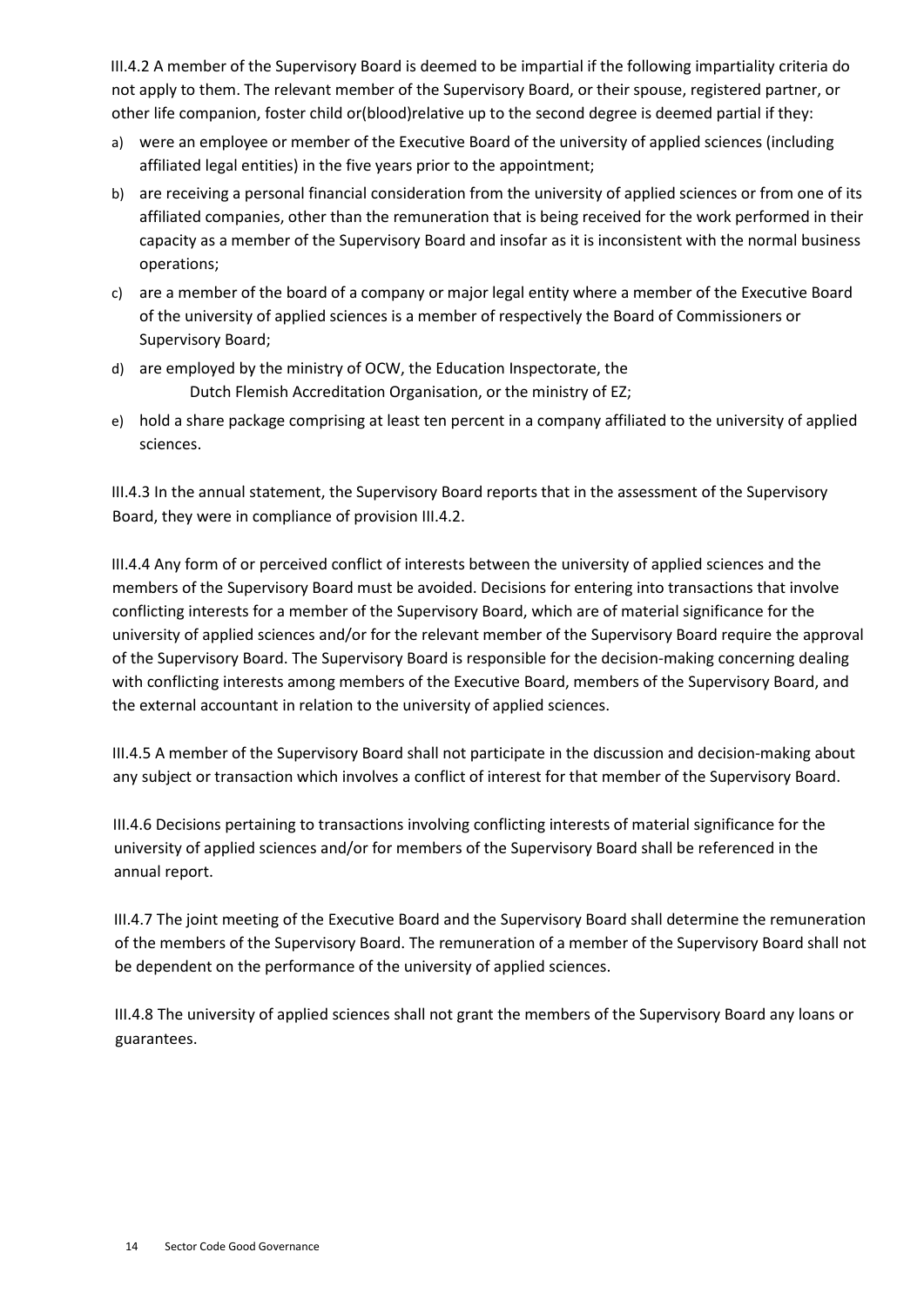III.4.2 A member of the Supervisory Board is deemed to be impartial if the following impartiality criteria do not apply to them. The relevant member of the Supervisory Board, or their spouse, registered partner, or other life companion, foster child or(blood)relative up to the second degree is deemed partial if they:

a) were an employee or member of the Executive Board of the university of applied sciences (including affiliated legal entities) in the five years prior to the appointment;
b) are receiving a personal financial consideration from the university of applied sciences or from one of its affiliated companies, other than the remuneration that is being received for the work performed in their capacity as a member of the Supervisory Board and insofar as it is inconsistent with the normal business operations;
c) are a member of the board of a company or major legal entity where a member of the Executive Board of the university of applied sciences is a member of respectively the Board of Commissioners or Supervisory Board;
d) are employed by the ministry of OCW, the Education Inspectorate, the Dutch Flemish Accreditation Organisation, or the ministry of EZ;
e) hold a share package comprising at least ten percent in a company affiliated to the university of applied sciences.

III.4.3 In the annual statement, the Supervisory Board reports that in the assessment of the Supervisory Board, they were in compliance of provision III.4.2.

III.4.4 Any form of or perceived conflict of interests between the university of applied sciences and the members of the Supervisory Board must be avoided. Decisions for entering into transactions that involve conflicting interests for a member of the Supervisory Board, which are of material significance for the university of applied sciences and/or for the relevant member of the Supervisory Board require the approval of the Supervisory Board. The Supervisory Board is responsible for the decision-making concerning dealing with conflicting interests among members of the Executive Board, members of the Supervisory Board, and the external accountant in relation to the university of applied sciences.

III.4.5 A member of the Supervisory Board shall not participate in the discussion and decision-making about any subject or transaction which involves a conflict of interest for that member of the Supervisory Board.

III.4.6 Decisions pertaining to transactions involving conflicting interests of material significance for the university of applied sciences and/or for members of the Supervisory Board shall be referenced in the annual report.

III.4.7 The joint meeting of the Executive Board and the Supervisory Board shall determine the remuneration of the members of the Supervisory Board. The remuneration of a member of the Supervisory Board shall not be dependent on the performance of the university of applied sciences.

III.4.8 The university of applied sciences shall not grant the members of the Supervisory Board any loans or guarantees.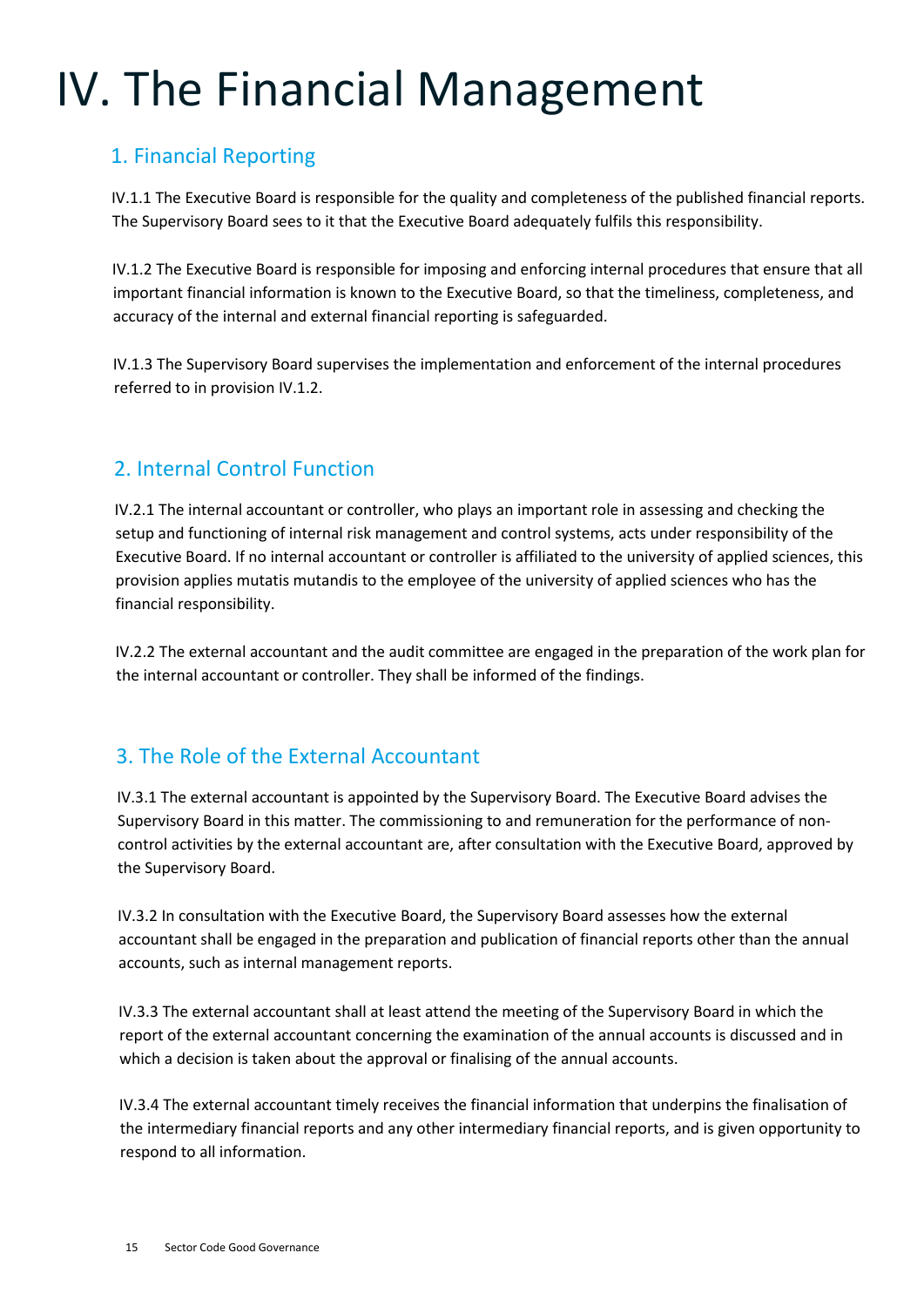# IV. The Financial Management

## 1. Financial Reporting

IV.1.1 The Executive Board is responsible for the quality and completeness of the published financial reports. The Supervisory Board sees to it that the Executive Board adequately fulfils this responsibility.

IV.1.2 The Executive Board is responsible for imposing and enforcing internal procedures that ensure that all important financial information is known to the Executive Board, so that the timeliness, completeness, and accuracy of the internal and external financial reporting is safeguarded.

IV.1.3 The Supervisory Board supervises the implementation and enforcement of the internal procedures referred to in provision IV.1.2.

## 2. Internal Control Function

IV.2.1 The internal accountant or controller, who plays an important role in assessing and checking the setup and functioning of internal risk management and control systems, acts under responsibility of the Executive Board. If no internal accountant or controller is affiliated to the university of applied sciences, this provision applies mutatis mutandis to the employee of the university of applied sciences who has the financial responsibility.

IV.2.2 The external accountant and the audit committee are engaged in the preparation of the work plan for the internal accountant or controller. They shall be informed of the findings.

## 3. The Role of the External Accountant

IV.3.1 The external accountant is appointed by the Supervisory Board. The Executive Board advises the Supervisory Board in this matter. The commissioning to and remuneration for the performance of non-control activities by the external accountant are, after consultation with the Executive Board, approved by the Supervisory Board.

IV.3.2 In consultation with the Executive Board, the Supervisory Board assesses how the external accountant shall be engaged in the preparation and publication of financial reports other than the annual accounts, such as internal management reports.

IV.3.3 The external accountant shall at least attend the meeting of the Supervisory Board in which the report of the external accountant concerning the examination of the annual accounts is discussed and in which a decision is taken about the approval or finalising of the annual accounts.

IV.3.4 The external accountant timely receives the financial information that underpins the finalisation of the intermediary financial reports and any other intermediary financial reports, and is given opportunity to respond to all information.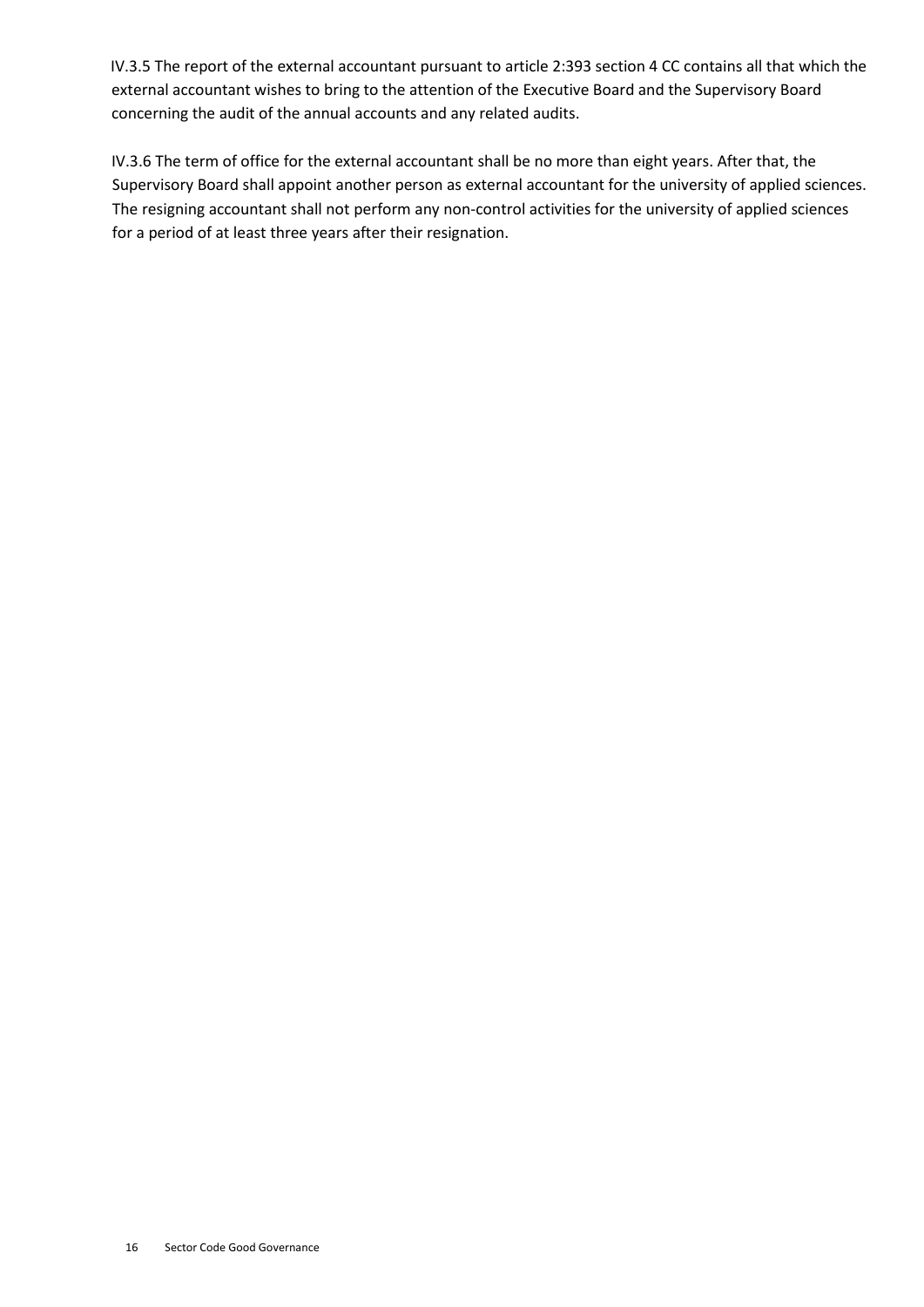IV.3.5 The report of the external accountant pursuant to article 2:393 section 4 CC contains all that which the external accountant wishes to bring to the attention of the Executive Board and the Supervisory Board concerning the audit of the annual accounts and any related audits.

IV.3.6 The term of office for the external accountant shall be no more than eight years. After that, the Supervisory Board shall appoint another person as external accountant for the university of applied sciences. The resigning accountant shall not perform any non-control activities for the university of applied sciences for a period of at least three years after their resignation.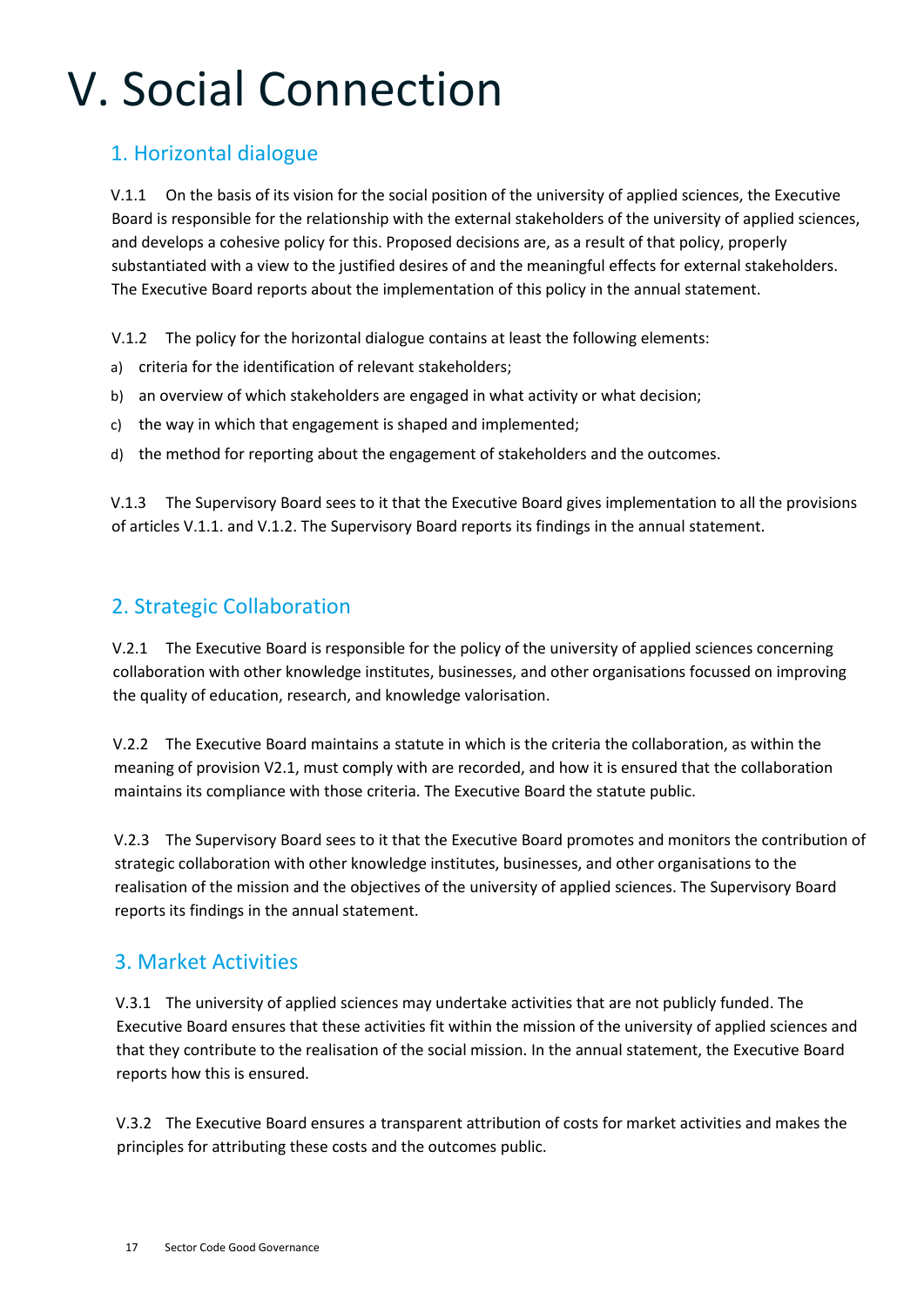# V. Social Connection

## 1. Horizontal dialogue

V.1.1 On the basis of its vision for the social position of the university of applied sciences, the Executive Board is responsible for the relationship with the external stakeholders of the university of applied sciences, and develops a cohesive policy for this. Proposed decisions are, as a result of that policy, properly substantiated with a view to the justified desires of and the meaningful effects for external stakeholders. The Executive Board reports about the implementation of this policy in the annual statement.

V.1.2 The policy for the horizontal dialogue contains at least the following elements:

a) criteria for the identification of relevant stakeholders;
b) an overview of which stakeholders are engaged in what activity or what decision;
c) the way in which that engagement is shaped and implemented;
d) the method for reporting about the engagement of stakeholders and the outcomes.

V.1.3 The Supervisory Board sees to it that the Executive Board gives implementation to all the provisions of articles V.1.1. and V.1.2. The Supervisory Board reports its findings in the annual statement.

## 2. Strategic Collaboration

V.2.1 The Executive Board is responsible for the policy of the university of applied sciences concerning collaboration with other knowledge institutes, businesses, and other organisations focussed on improving the quality of education, research, and knowledge valorisation.

V.2.2 The Executive Board maintains a statute in which is the criteria the collaboration, as within the meaning of provision V2.1, must comply with are recorded, and how it is ensured that the collaboration maintains its compliance with those criteria. The Executive Board the statute public.

V.2.3 The Supervisory Board sees to it that the Executive Board promotes and monitors the contribution of strategic collaboration with other knowledge institutes, businesses, and other organisations to the realisation of the mission and the objectives of the university of applied sciences. The Supervisory Board reports its findings in the annual statement.

## 3. Market Activities

V.3.1 The university of applied sciences may undertake activities that are not publicly funded. The Executive Board ensures that these activities fit within the mission of the university of applied sciences and that they contribute to the realisation of the social mission. In the annual statement, the Executive Board reports how this is ensured.

V.3.2 The Executive Board ensures a transparent attribution of costs for market activities and makes the principles for attributing these costs and the outcomes public.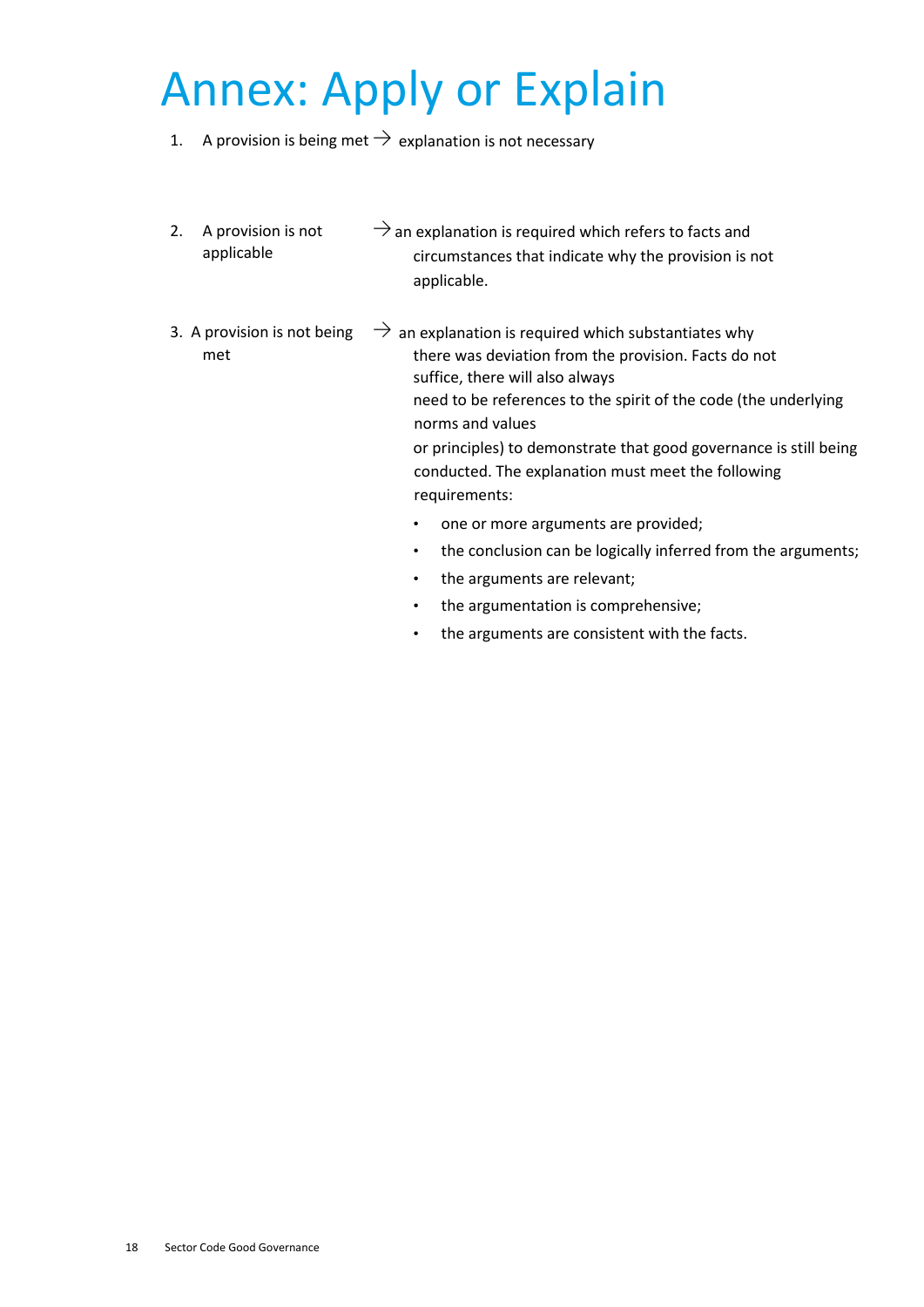# Annex: Apply or Explain

1. A provision is being met → explanation is not necessary

2. A provision is not applicable → an explanation is required which refers to facts and circumstances that indicate why the provision is not applicable.

3. A provision is not being met → an explanation is required which substantiates why there was deviation from the provision. Facts do not suffice, there will also always need to be references to the spirit of the code (the underlying norms and values or principles) to demonstrate that good governance is still being conducted. The explanation must meet the following requirements:

   - one or more arguments are provided;
   - the conclusion can be logically inferred from the arguments;
   - the arguments are relevant;
   - the argumentation is comprehensive;
   - the arguments are consistent with the facts.